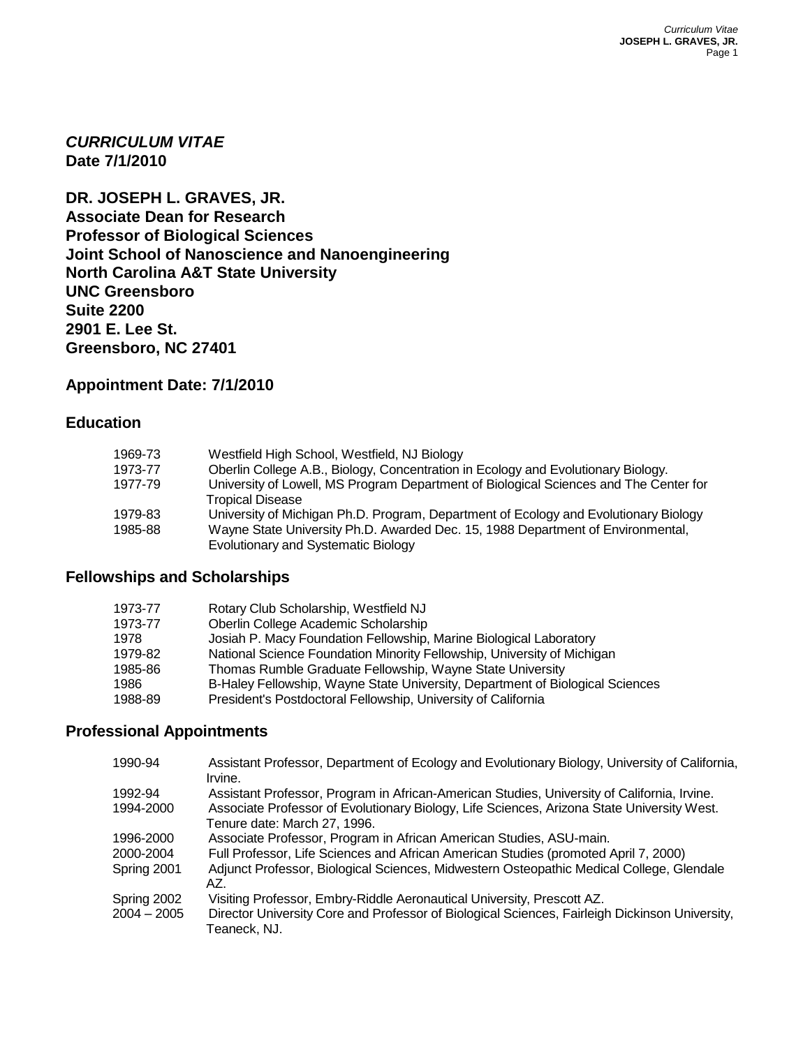# *CURRICULUM VITAE*

**Date 7/1/2010**

**DR. JOSEPH L. GRAVES, JR.**
**Associate Dean for Research**
**Professor of Biological Sciences**
**Joint School of Nanoscience and Nanoengineering**
**North Carolina A&T State University**
**UNC Greensboro**
**Suite 2200**
**2901 E. Lee St.**
**Greensboro, NC 27401**

## Appointment Date: 7/1/2010

## Education

| | |
|---|---|
| 1969-73 | Westfield High School, Westfield, NJ Biology |
| 1973-77 | Oberlin College A.B., Biology, Concentration in Ecology and Evolutionary Biology. |
| 1977-79 | University of Lowell, MS Program Department of Biological Sciences and The Center for Tropical Disease |
| 1979-83 | University of Michigan Ph.D. Program, Department of Ecology and Evolutionary Biology |
| 1985-88 | Wayne State University Ph.D. Awarded Dec. 15, 1988 Department of Environmental, Evolutionary and Systematic Biology |

## Fellowships and Scholarships

| | |
|---|---|
| 1973-77 | Rotary Club Scholarship, Westfield NJ |
| 1973-77 | Oberlin College Academic Scholarship |
| 1978 | Josiah P. Macy Foundation Fellowship, Marine Biological Laboratory |
| 1979-82 | National Science Foundation Minority Fellowship, University of Michigan |
| 1985-86 | Thomas Rumble Graduate Fellowship, Wayne State University |
| 1986 | B-Haley Fellowship, Wayne State University, Department of Biological Sciences |
| 1988-89 | President's Postdoctoral Fellowship, University of California |

## Professional Appointments

| | |
|---|---|
| 1990-94 | Assistant Professor, Department of Ecology and Evolutionary Biology, University of California, Irvine. |
| 1992-94 | Assistant Professor, Program in African-American Studies, University of California, Irvine. |
| 1994-2000 | Associate Professor of Evolutionary Biology, Life Sciences, Arizona State University West. Tenure date: March 27, 1996. |
| 1996-2000 | Associate Professor, Program in African American Studies, ASU-main. |
| 2000-2004 | Full Professor, Life Sciences and African American Studies (promoted April 7, 2000) |
| Spring 2001 | Adjunct Professor, Biological Sciences, Midwestern Osteopathic Medical College, Glendale AZ. |
| Spring 2002 | Visiting Professor, Embry-Riddle Aeronautical University, Prescott AZ. |
| 2004 – 2005 | Director University Core and Professor of Biological Sciences, Fairleigh Dickinson University, Teaneck, NJ. |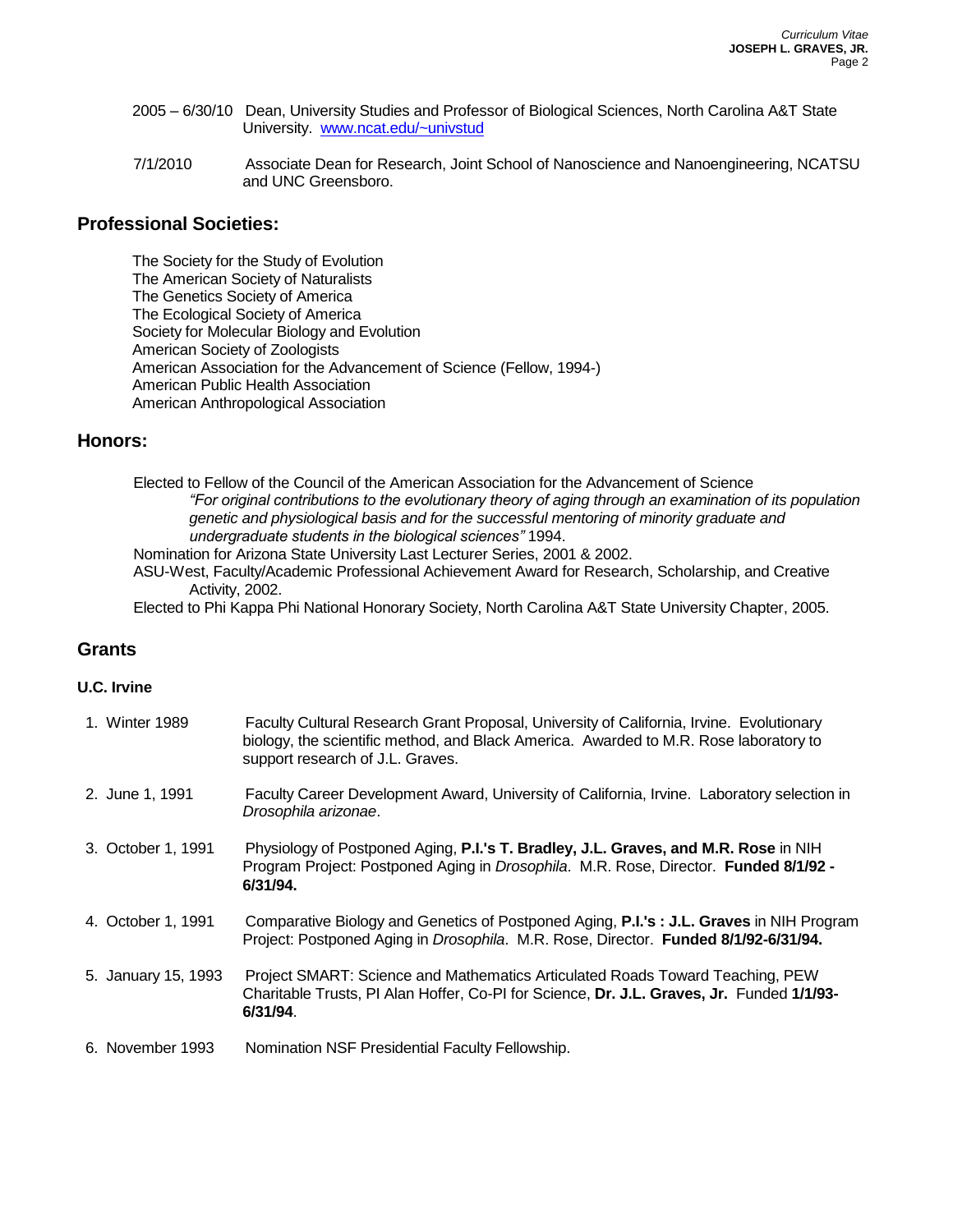2005 – 6/30/10 Dean, University Studies and Professor of Biological Sciences, North Carolina A&T State University. [www.ncat.edu/~univstud](www.ncat.edu/~univstud)

7/1/2010 Associate Dean for Research, Joint School of Nanoscience and Nanoengineering, NCATSU and UNC Greensboro.

## Professional Societies:

The Society for the Study of Evolution
The American Society of Naturalists
The Genetics Society of America
The Ecological Society of America
Society for Molecular Biology and Evolution
American Society of Zoologists
American Association for the Advancement of Science (Fellow, 1994-)
American Public Health Association
American Anthropological Association

## Honors:

Elected to Fellow of the Council of the American Association for the Advancement of Science *"For original contributions to the evolutionary theory of aging through an examination of its population genetic and physiological basis and for the successful mentoring of minority graduate and undergraduate students in the biological sciences"* 1994.
Nomination for Arizona State University Last Lecturer Series, 2001 & 2002.
ASU-West, Faculty/Academic Professional Achievement Award for Research, Scholarship, and Creative Activity, 2002.
Elected to Phi Kappa Phi National Honorary Society, North Carolina A&T State University Chapter, 2005.

## Grants

### U.C. Irvine

1. Winter 1989 Faculty Cultural Research Grant Proposal, University of California, Irvine. Evolutionary biology, the scientific method, and Black America. Awarded to M.R. Rose laboratory to support research of J.L. Graves.
2. June 1, 1991 Faculty Career Development Award, University of California, Irvine. Laboratory selection in *Drosophila arizonae*.
3. October 1, 1991 Physiology of Postponed Aging, **P.I.'s T. Bradley, J.L. Graves, and M.R. Rose** in NIH Program Project: Postponed Aging in *Drosophila*. M.R. Rose, Director. **Funded 8/1/92 - 6/31/94.**
4. October 1, 1991 Comparative Biology and Genetics of Postponed Aging, **P.I.'s : J.L. Graves** in NIH Program Project: Postponed Aging in *Drosophila*. M.R. Rose, Director. **Funded 8/1/92-6/31/94.**
5. January 15, 1993 Project SMART: Science and Mathematics Articulated Roads Toward Teaching, PEW Charitable Trusts, PI Alan Hoffer, Co-PI for Science, **Dr. J.L. Graves, Jr.** Funded **1/1/93-6/31/94**.
6. November 1993 Nomination NSF Presidential Faculty Fellowship.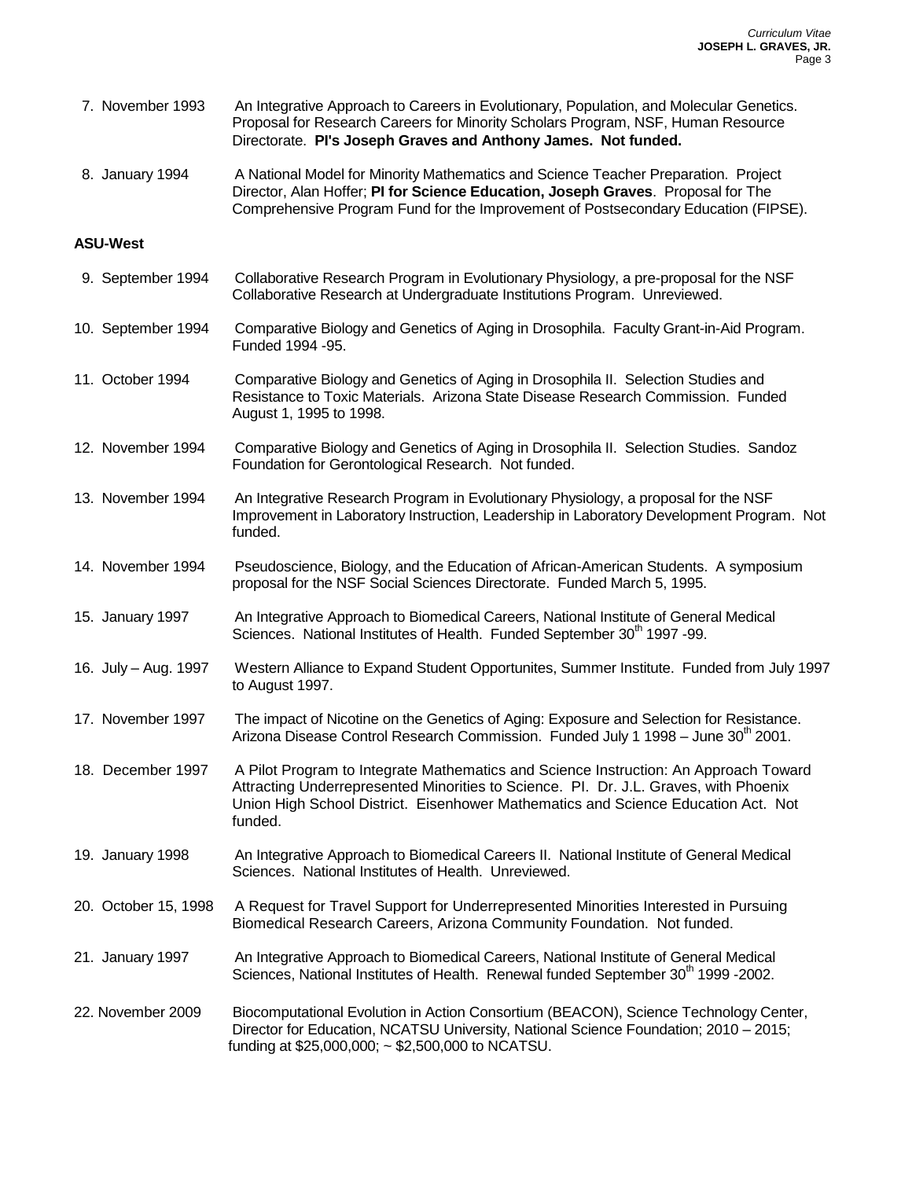7. November 1993 An Integrative Approach to Careers in Evolutionary, Population, and Molecular Genetics. Proposal for Research Careers for Minority Scholars Program, NSF, Human Resource Directorate. **PI's Joseph Graves and Anthony James. Not funded.**

8. January 1994 A National Model for Minority Mathematics and Science Teacher Preparation. Project Director, Alan Hoffer; **PI for Science Education, Joseph Graves**. Proposal for The Comprehensive Program Fund for the Improvement of Postsecondary Education (FIPSE).

**ASU-West**

9. September 1994 Collaborative Research Program in Evolutionary Physiology, a pre-proposal for the NSF Collaborative Research at Undergraduate Institutions Program. Unreviewed.

10. September 1994 Comparative Biology and Genetics of Aging in Drosophila. Faculty Grant-in-Aid Program. Funded 1994 -95.

11. October 1994 Comparative Biology and Genetics of Aging in Drosophila II. Selection Studies and Resistance to Toxic Materials. Arizona State Disease Research Commission. Funded August 1, 1995 to 1998.

12. November 1994 Comparative Biology and Genetics of Aging in Drosophila II. Selection Studies. Sandoz Foundation for Gerontological Research. Not funded.

13. November 1994 An Integrative Research Program in Evolutionary Physiology, a proposal for the NSF Improvement in Laboratory Instruction, Leadership in Laboratory Development Program. Not funded.

14. November 1994 Pseudoscience, Biology, and the Education of African-American Students. A symposium proposal for the NSF Social Sciences Directorate. Funded March 5, 1995.

15. January 1997 An Integrative Approach to Biomedical Careers, National Institute of General Medical Sciences. National Institutes of Health. Funded September 30th 1997 -99.

16. July – Aug. 1997 Western Alliance to Expand Student Opportunites, Summer Institute. Funded from July 1997 to August 1997.

17. November 1997 The impact of Nicotine on the Genetics of Aging: Exposure and Selection for Resistance. Arizona Disease Control Research Commission. Funded July 1 1998 – June 30th 2001.

18. December 1997 A Pilot Program to Integrate Mathematics and Science Instruction: An Approach Toward Attracting Underrepresented Minorities to Science. PI. Dr. J.L. Graves, with Phoenix Union High School District. Eisenhower Mathematics and Science Education Act. Not funded.

19. January 1998 An Integrative Approach to Biomedical Careers II. National Institute of General Medical Sciences. National Institutes of Health. Unreviewed.

20. October 15, 1998 A Request for Travel Support for Underrepresented Minorities Interested in Pursuing Biomedical Research Careers, Arizona Community Foundation. Not funded.

21. January 1997 An Integrative Approach to Biomedical Careers, National Institute of General Medical Sciences, National Institutes of Health. Renewal funded September 30th 1999 -2002.

22. November 2009 Biocomputational Evolution in Action Consortium (BEACON), Science Technology Center, Director for Education, NCATSU University, National Science Foundation; 2010 – 2015; funding at $25,000,000; ~ $2,500,000 to NCATSU.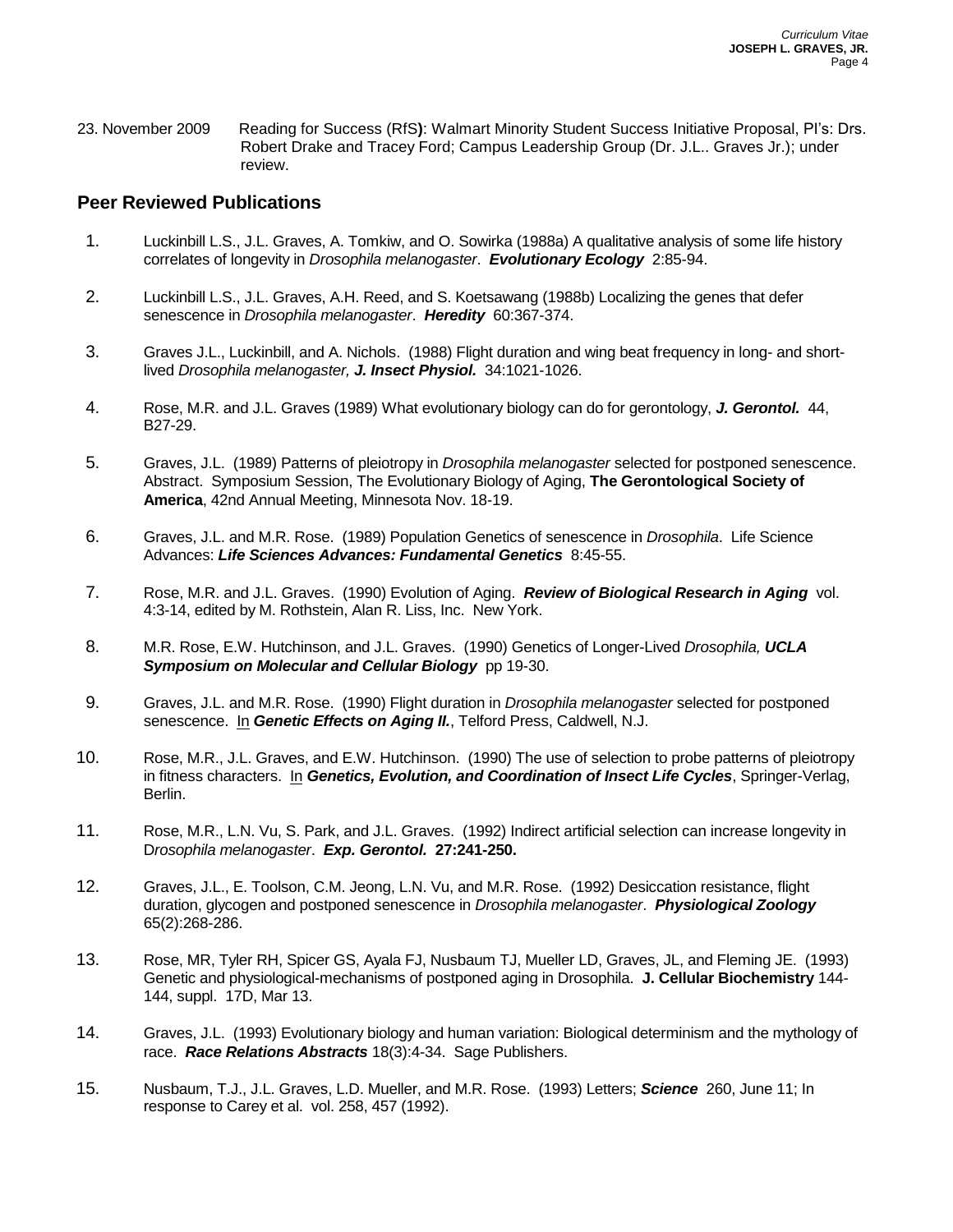23. November 2009 Reading for Success (RfS**)**: Walmart Minority Student Success Initiative Proposal, PI's: Drs. Robert Drake and Tracey Ford; Campus Leadership Group (Dr. J.L.. Graves Jr.); under review.

## Peer Reviewed Publications

1. Luckinbill L.S., J.L. Graves, A. Tomkiw, and O. Sowirka (1988a) A qualitative analysis of some life history correlates of longevity in *Drosophila melanogaster*. ***Evolutionary Ecology*** 2:85-94.

2. Luckinbill L.S., J.L. Graves, A.H. Reed, and S. Koetsawang (1988b) Localizing the genes that defer senescence in *Drosophila melanogaster*. ***Heredity*** 60:367-374.

3. Graves J.L., Luckinbill, and A. Nichols. (1988) Flight duration and wing beat frequency in long- and short-lived *Drosophila melanogaster, **J. Insect Physiol.*** 34:1021-1026.

4. Rose, M.R. and J.L. Graves (1989) What evolutionary biology can do for gerontology, ***J. Gerontol.*** 44, B27-29.

5. Graves, J.L. (1989) Patterns of pleiotropy in *Drosophila melanogaster* selected for postponed senescence. Abstract. Symposium Session, The Evolutionary Biology of Aging, **The Gerontological Society of America**, 42nd Annual Meeting, Minnesota Nov. 18-19.

6. Graves, J.L. and M.R. Rose. (1989) Population Genetics of senescence in *Drosophila*. Life Science Advances: ***Life Sciences Advances: Fundamental Genetics*** 8:45-55.

7. Rose, M.R. and J.L. Graves. (1990) Evolution of Aging. ***Review of Biological Research in Aging*** vol. 4:3-14, edited by M. Rothstein, Alan R. Liss, Inc. New York.

8. M.R. Rose, E.W. Hutchinson, and J.L. Graves. (1990) Genetics of Longer-Lived *Drosophila, **UCLA Symposium on Molecular and Cellular Biology*** pp 19-30.

9. Graves, J.L. and M.R. Rose. (1990) Flight duration in *Drosophila melanogaster* selected for postponed senescence. In ***Genetic Effects on Aging II.***, Telford Press, Caldwell, N.J.

10. Rose, M.R., J.L. Graves, and E.W. Hutchinson. (1990) The use of selection to probe patterns of pleiotropy in fitness characters. In ***Genetics, Evolution, and Coordination of Insect Life Cycles***, Springer-Verlag, Berlin.

11. Rose, M.R., L.N. Vu, S. Park, and J.L. Graves. (1992) Indirect artificial selection can increase longevity in D*rosophila melanogaster*. ***Exp. Gerontol.*** **27:241-250.**

12. Graves, J.L., E. Toolson, C.M. Jeong, L.N. Vu, and M.R. Rose. (1992) Desiccation resistance, flight duration, glycogen and postponed senescence in *Drosophila melanogaster*. ***Physiological Zoology*** 65(2):268-286.

13. Rose, MR, Tyler RH, Spicer GS, Ayala FJ, Nusbaum TJ, Mueller LD, Graves, JL, and Fleming JE. (1993) Genetic and physiological-mechanisms of postponed aging in Drosophila. **J. Cellular Biochemistry** 144-144, suppl. 17D, Mar 13.

14. Graves, J.L. (1993) Evolutionary biology and human variation: Biological determinism and the mythology of race. ***Race Relations Abstracts*** 18(3):4-34. Sage Publishers.

15. Nusbaum, T.J., J.L. Graves, L.D. Mueller, and M.R. Rose. (1993) Letters; ***Science*** 260, June 11; In response to Carey et al. vol. 258, 457 (1992).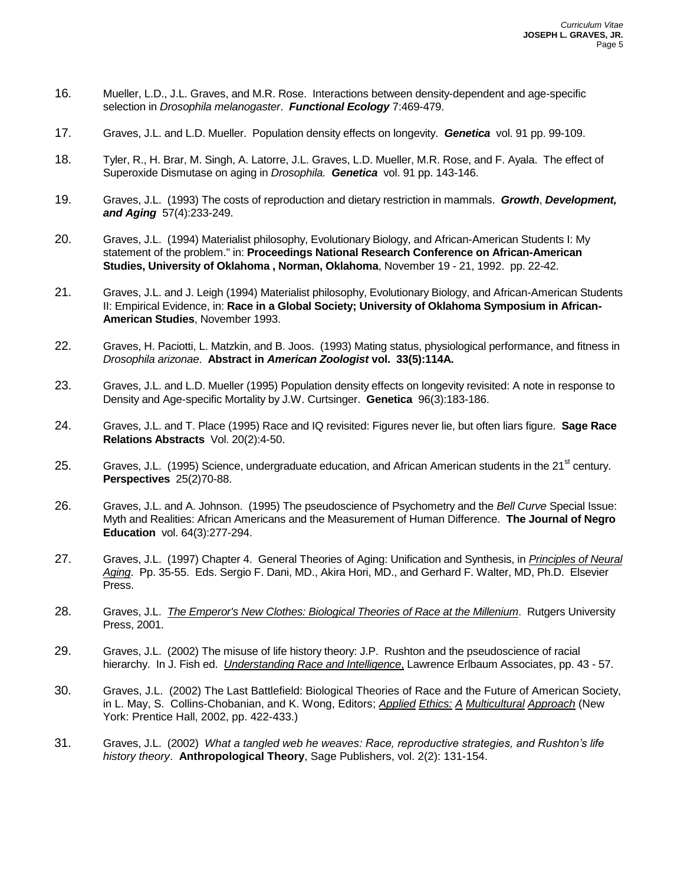16. Mueller, L.D., J.L. Graves, and M.R. Rose. Interactions between density-dependent and age-specific selection in *Drosophila melanogaster*. ***Functional Ecology*** 7:469-479.

17. Graves, J.L. and L.D. Mueller. Population density effects on longevity. ***Genetica*** vol. 91 pp. 99-109.

18. Tyler, R., H. Brar, M. Singh, A. Latorre, J.L. Graves, L.D. Mueller, M.R. Rose, and F. Ayala. The effect of Superoxide Dismutase on aging in *Drosophila.* ***Genetica*** vol. 91 pp. 143-146.

19. Graves, J.L. (1993) The costs of reproduction and dietary restriction in mammals. ***Growth***, ***Development, and Aging*** 57(4):233-249.

20. Graves, J.L. (1994) Materialist philosophy, Evolutionary Biology, and African-American Students I: My statement of the problem." in: **Proceedings National Research Conference on African-American Studies, University of Oklahoma , Norman, Oklahoma**, November 19 - 21, 1992. pp. 22-42.

21. Graves, J.L. and J. Leigh (1994) Materialist philosophy, Evolutionary Biology, and African-American Students II: Empirical Evidence, in: **Race in a Global Society; University of Oklahoma Symposium in African-American Studies**, November 1993.

22. Graves, H. Paciotti, L. Matzkin, and B. Joos. (1993) Mating status, physiological performance, and fitness in *Drosophila arizonae*. **Abstract in *American Zoologist* vol. 33(5):114A.**

23. Graves, J.L. and L.D. Mueller (1995) Population density effects on longevity revisited: A note in response to Density and Age-specific Mortality by J.W. Curtsinger. **Genetica** 96(3):183-186.

24. Graves, J.L. and T. Place (1995) Race and IQ revisited: Figures never lie, but often liars figure. **Sage Race Relations Abstracts** Vol. 20(2):4-50.

25. Graves, J.L. (1995) Science, undergraduate education, and African American students in the 21st century. **Perspectives** 25(2)70-88.

26. Graves, J.L. and A. Johnson. (1995) The pseudoscience of Psychometry and the *Bell Curve* Special Issue: Myth and Realities: African Americans and the Measurement of Human Difference. **The Journal of Negro Education** vol. 64(3):277-294.

27. Graves, J.L. (1997) Chapter 4. General Theories of Aging: Unification and Synthesis, in *Principles of Neural Aging*. Pp. 35-55. Eds. Sergio F. Dani, MD., Akira Hori, MD., and Gerhard F. Walter, MD, Ph.D. Elsevier Press.

28. Graves, J.L. *The Emperor's New Clothes: Biological Theories of Race at the Millenium*. Rutgers University Press, 2001.

29. Graves, J.L. (2002) The misuse of life history theory: J.P. Rushton and the pseudoscience of racial hierarchy. In J. Fish ed. *Understanding Race and Intelligence*, Lawrence Erlbaum Associates, pp. 43 - 57.

30. Graves, J.L. (2002) The Last Battlefield: Biological Theories of Race and the Future of American Society, in L. May, S. Collins-Chobanian, and K. Wong, Editors; *Applied Ethics: A Multicultural Approach* (New York: Prentice Hall, 2002, pp. 422-433.)

31. Graves, J.L. (2002) *What a tangled web he weaves: Race, reproductive strategies, and Rushton's life history theory*. **Anthropological Theory**, Sage Publishers, vol. 2(2): 131-154.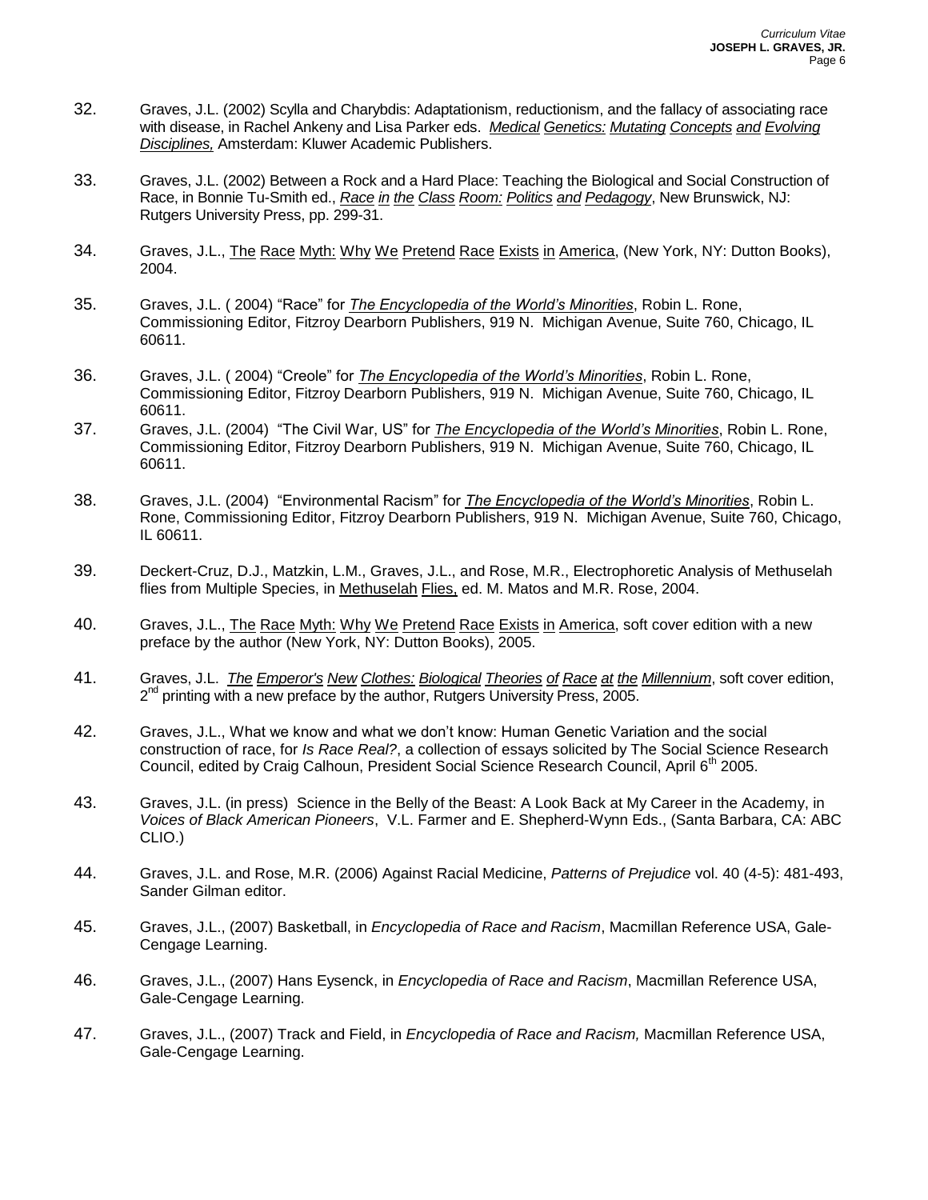32. Graves, J.L. (2002) Scylla and Charybdis: Adaptationism, reductionism, and the fallacy of associating race with disease, in Rachel Ankeny and Lisa Parker eds. *Medical Genetics: Mutating Concepts and Evolving Disciplines,* Amsterdam: Kluwer Academic Publishers.

33. Graves, J.L. (2002) Between a Rock and a Hard Place: Teaching the Biological and Social Construction of Race, in Bonnie Tu-Smith ed., *Race in the Class Room: Politics and Pedagogy*, New Brunswick, NJ: Rutgers University Press, pp. 299-31.

34. Graves, J.L., The Race Myth: Why We Pretend Race Exists in America, (New York, NY: Dutton Books), 2004.

35. Graves, J.L. ( 2004) "Race" for *The Encyclopedia of the World's Minorities*, Robin L. Rone, Commissioning Editor, Fitzroy Dearborn Publishers, 919 N. Michigan Avenue, Suite 760, Chicago, IL 60611.

36. Graves, J.L. ( 2004) "Creole" for *The Encyclopedia of the World's Minorities*, Robin L. Rone, Commissioning Editor, Fitzroy Dearborn Publishers, 919 N. Michigan Avenue, Suite 760, Chicago, IL 60611.

37. Graves, J.L. (2004) "The Civil War, US" for *The Encyclopedia of the World's Minorities*, Robin L. Rone, Commissioning Editor, Fitzroy Dearborn Publishers, 919 N. Michigan Avenue, Suite 760, Chicago, IL 60611.

38. Graves, J.L. (2004) "Environmental Racism" for *The Encyclopedia of the World's Minorities*, Robin L. Rone, Commissioning Editor, Fitzroy Dearborn Publishers, 919 N. Michigan Avenue, Suite 760, Chicago, IL 60611.

39. Deckert-Cruz, D.J., Matzkin, L.M., Graves, J.L., and Rose, M.R., Electrophoretic Analysis of Methuselah flies from Multiple Species, in Methuselah Flies, ed. M. Matos and M.R. Rose, 2004.

40. Graves, J.L., The Race Myth: Why We Pretend Race Exists in America, soft cover edition with a new preface by the author (New York, NY: Dutton Books), 2005.

41. Graves, J.L. *The Emperor's New Clothes: Biological Theories of Race at the Millennium*, soft cover edition, 2nd printing with a new preface by the author, Rutgers University Press, 2005.

42. Graves, J.L., What we know and what we don't know: Human Genetic Variation and the social construction of race, for *Is Race Real?*, a collection of essays solicited by The Social Science Research Council, edited by Craig Calhoun, President Social Science Research Council, April 6th 2005.

43. Graves, J.L. (in press) Science in the Belly of the Beast: A Look Back at My Career in the Academy, in *Voices of Black American Pioneers*, V.L. Farmer and E. Shepherd-Wynn Eds., (Santa Barbara, CA: ABC CLIO.)

44. Graves, J.L. and Rose, M.R. (2006) Against Racial Medicine, *Patterns of Prejudice* vol. 40 (4-5): 481-493, Sander Gilman editor.

45. Graves, J.L., (2007) Basketball, in *Encyclopedia of Race and Racism*, Macmillan Reference USA, Gale-Cengage Learning.

46. Graves, J.L., (2007) Hans Eysenck, in *Encyclopedia of Race and Racism*, Macmillan Reference USA, Gale-Cengage Learning.

47. Graves, J.L., (2007) Track and Field, in *Encyclopedia of Race and Racism,* Macmillan Reference USA, Gale-Cengage Learning.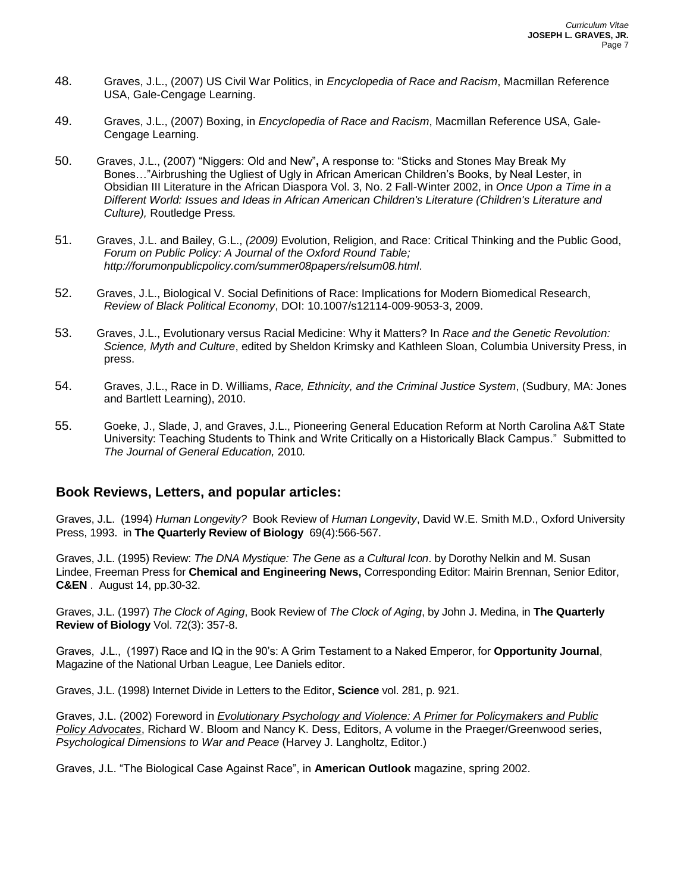48. Graves, J.L., (2007) US Civil War Politics, in *Encyclopedia of Race and Racism*, Macmillan Reference USA, Gale-Cengage Learning.

49. Graves, J.L., (2007) Boxing, in *Encyclopedia of Race and Racism*, Macmillan Reference USA, Gale-Cengage Learning.

50. Graves, J.L., (2007) "Niggers: Old and New"**,** A response to: "Sticks and Stones May Break My Bones…"Airbrushing the Ugliest of Ugly in African American Children's Books, by Neal Lester, in Obsidian III Literature in the African Diaspora Vol. 3, No. 2 Fall-Winter 2002, in *Once Upon a Time in a Different World: Issues and Ideas in African American Children's Literature (Children's Literature and Culture),* Routledge Press*.*

51. Graves, J.L. and Bailey, G.L., *(2009)* Evolution, Religion, and Race: Critical Thinking and the Public Good, *Forum on Public Policy: A Journal of the Oxford Round Table; http://forumonpublicpolicy.com/summer08papers/relsum08.html*.

52. Graves, J.L., Biological V. Social Definitions of Race: Implications for Modern Biomedical Research, *Review of Black Political Economy*, DOI: 10.1007/s12114-009-9053-3, 2009.

53. Graves, J.L., Evolutionary versus Racial Medicine: Why it Matters? In *Race and the Genetic Revolution: Science, Myth and Culture*, edited by Sheldon Krimsky and Kathleen Sloan, Columbia University Press, in press.

54. Graves, J.L., Race in D. Williams, *Race, Ethnicity, and the Criminal Justice System*, (Sudbury, MA: Jones and Bartlett Learning), 2010.

55. Goeke, J., Slade, J, and Graves, J.L., Pioneering General Education Reform at North Carolina A&T State University: Teaching Students to Think and Write Critically on a Historically Black Campus." Submitted to *The Journal of General Education,* 2010*.*

## Book Reviews, Letters, and popular articles:

Graves, J.L. (1994) *Human Longevity?* Book Review of *Human Longevity*, David W.E. Smith M.D., Oxford University Press, 1993. in **The Quarterly Review of Biology** 69(4):566-567.

Graves, J.L. (1995) Review: *The DNA Mystique: The Gene as a Cultural Icon*. by Dorothy Nelkin and M. Susan Lindee, Freeman Press for **Chemical and Engineering News,** Corresponding Editor: Mairin Brennan, Senior Editor, **C&EN** . August 14, pp.30-32.

Graves, J.L. (1997) *The Clock of Aging*, Book Review of *The Clock of Aging*, by John J. Medina, in **The Quarterly Review of Biology** Vol. 72(3): 357-8.

Graves, J.L., (1997) Race and IQ in the 90's: A Grim Testament to a Naked Emperor, for **Opportunity Journal**, Magazine of the National Urban League, Lee Daniels editor.

Graves, J.L. (1998) Internet Divide in Letters to the Editor, **Science** vol. 281, p. 921.

Graves, J.L. (2002) Foreword in *Evolutionary Psychology and Violence: A Primer for Policymakers and Public Policy Advocates*, Richard W. Bloom and Nancy K. Dess, Editors, A volume in the Praeger/Greenwood series, *Psychological Dimensions to War and Peace* (Harvey J. Langholtz, Editor.)

Graves, J.L. "The Biological Case Against Race", in **American Outlook** magazine, spring 2002.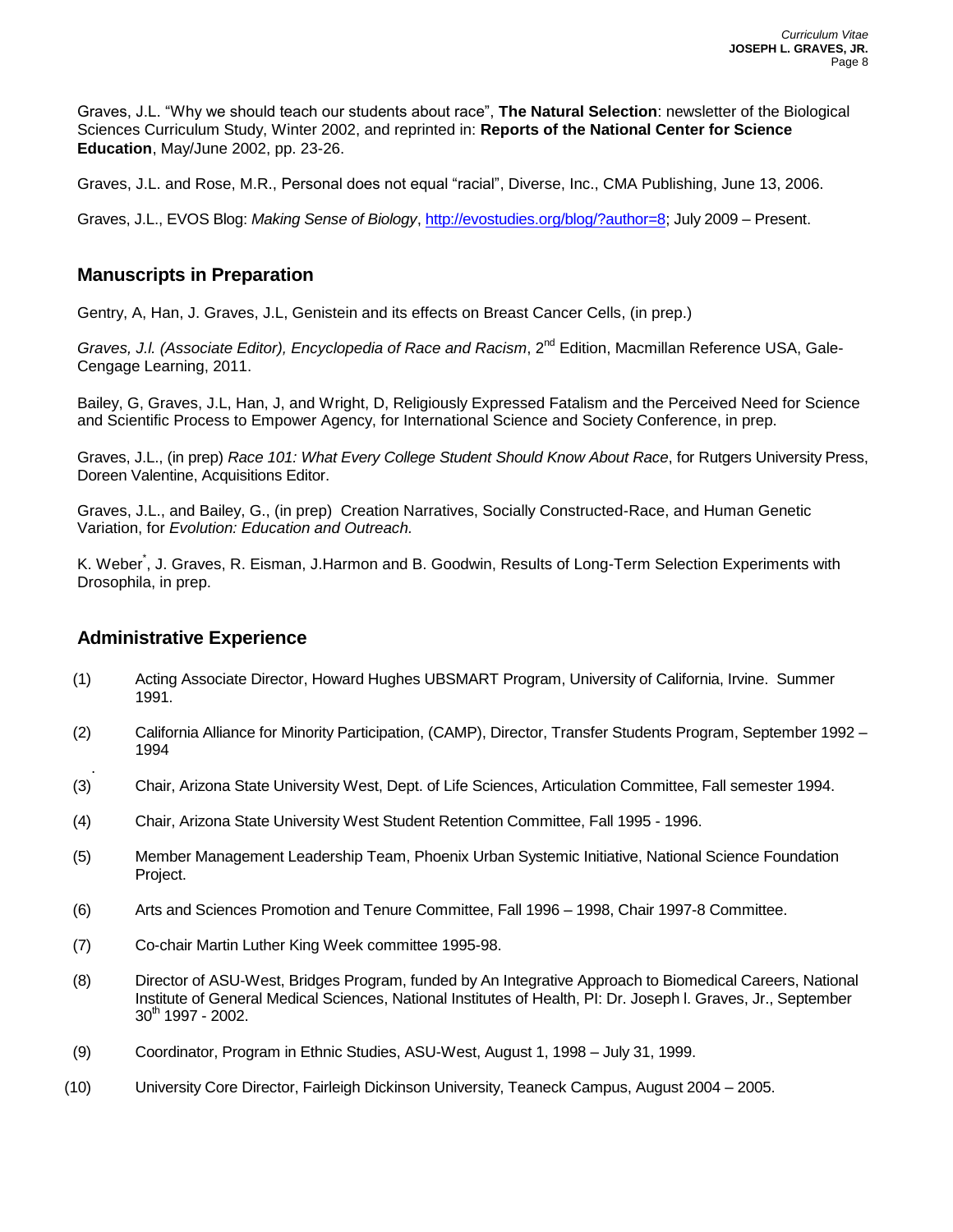Graves, J.L. “Why we should teach our students about race”, **The Natural Selection**: newsletter of the Biological Sciences Curriculum Study, Winter 2002, and reprinted in: **Reports of the National Center for Science Education**, May/June 2002, pp. 23-26.

Graves, J.L. and Rose, M.R., Personal does not equal “racial”, Diverse, Inc., CMA Publishing, June 13, 2006.

Graves, J.L., EVOS Blog: *Making Sense of Biology*, http://evostudies.org/blog/?author=8; July 2009 – Present.

## Manuscripts in Preparation

Gentry, A, Han, J. Graves, J.L, Genistein and its effects on Breast Cancer Cells, (in prep.)

*Graves, J.l. (Associate Editor), Encyclopedia of Race and Racism*, 2nd Edition, Macmillan Reference USA, Gale-Cengage Learning, 2011.

Bailey, G, Graves, J.L, Han, J, and Wright, D, Religiously Expressed Fatalism and the Perceived Need for Science and Scientific Process to Empower Agency, for International Science and Society Conference, in prep.

Graves, J.L., (in prep) *Race 101: What Every College Student Should Know About Race*, for Rutgers University Press, Doreen Valentine, Acquisitions Editor.

Graves, J.L., and Bailey, G., (in prep) Creation Narratives, Socially Constructed-Race, and Human Genetic Variation, for *Evolution: Education and Outreach.*

K. Weber*, J. Graves, R. Eisman, J.Harmon and B. Goodwin, Results of Long-Term Selection Experiments with Drosophila, in prep.

## Administrative Experience

(1) Acting Associate Director, Howard Hughes UBSMART Program, University of California, Irvine. Summer 1991.

(2) California Alliance for Minority Participation, (CAMP), Director, Transfer Students Program, September 1992 – 1994

(3) Chair, Arizona State University West, Dept. of Life Sciences, Articulation Committee, Fall semester 1994.

(4) Chair, Arizona State University West Student Retention Committee, Fall 1995 - 1996.

(5) Member Management Leadership Team, Phoenix Urban Systemic Initiative, National Science Foundation Project.

(6) Arts and Sciences Promotion and Tenure Committee, Fall 1996 – 1998, Chair 1997-8 Committee.

(7) Co-chair Martin Luther King Week committee 1995-98.

(8) Director of ASU-West, Bridges Program, funded by An Integrative Approach to Biomedical Careers, National Institute of General Medical Sciences, National Institutes of Health, PI: Dr. Joseph l. Graves, Jr., September 30th 1997 - 2002.

(9) Coordinator, Program in Ethnic Studies, ASU-West, August 1, 1998 – July 31, 1999.

(10) University Core Director, Fairleigh Dickinson University, Teaneck Campus, August 2004 – 2005.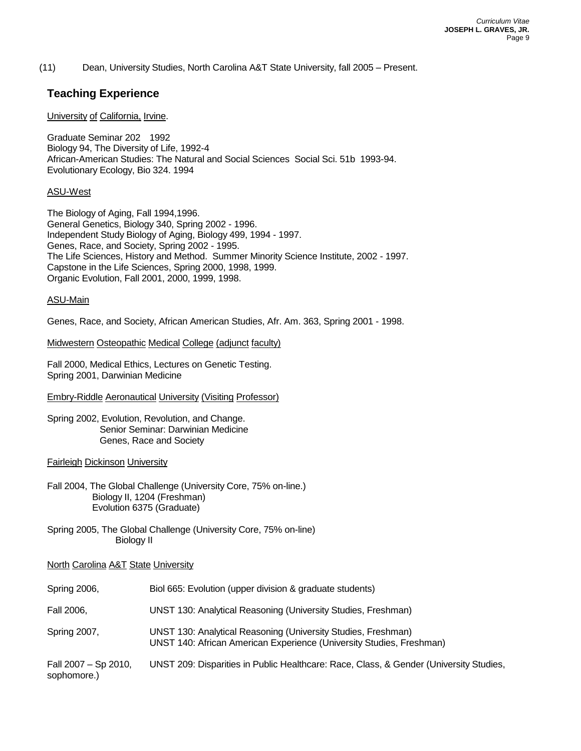(11) Dean, University Studies, North Carolina A&T State University, fall 2005 – Present.

## Teaching Experience

University of California, Irvine.

Graduate Seminar 202 1992
Biology 94, The Diversity of Life, 1992-4
African-American Studies: The Natural and Social Sciences Social Sci. 51b 1993-94.
Evolutionary Ecology, Bio 324. 1994

ASU-West

The Biology of Aging, Fall 1994,1996.
General Genetics, Biology 340, Spring 2002 - 1996.
Independent Study Biology of Aging, Biology 499, 1994 - 1997.
Genes, Race, and Society, Spring 2002 - 1995.
The Life Sciences, History and Method. Summer Minority Science Institute, 2002 - 1997.
Capstone in the Life Sciences, Spring 2000, 1998, 1999.
Organic Evolution, Fall 2001, 2000, 1999, 1998.

ASU-Main

Genes, Race, and Society, African American Studies, Afr. Am. 363, Spring 2001 - 1998.

Midwestern Osteopathic Medical College (adjunct faculty)

Fall 2000, Medical Ethics, Lectures on Genetic Testing.
Spring 2001, Darwinian Medicine

Embry-Riddle Aeronautical University (Visiting Professor)

Spring 2002, Evolution, Revolution, and Change.
Senior Seminar: Darwinian Medicine
Genes, Race and Society

Fairleigh Dickinson University

Fall 2004, The Global Challenge (University Core, 75% on-line.)
Biology II, 1204 (Freshman)
Evolution 6375 (Graduate)

Spring 2005, The Global Challenge (University Core, 75% on-line)
Biology II

North Carolina A&T State University

Spring 2006, Biol 665: Evolution (upper division & graduate students)

Fall 2006, UNST 130: Analytical Reasoning (University Studies, Freshman)

Spring 2007, UNST 130: Analytical Reasoning (University Studies, Freshman)
UNST 140: African American Experience (University Studies, Freshman)

Fall 2007 – Sp 2010, UNST 209: Disparities in Public Healthcare: Race, Class, & Gender (University Studies, sophomore.)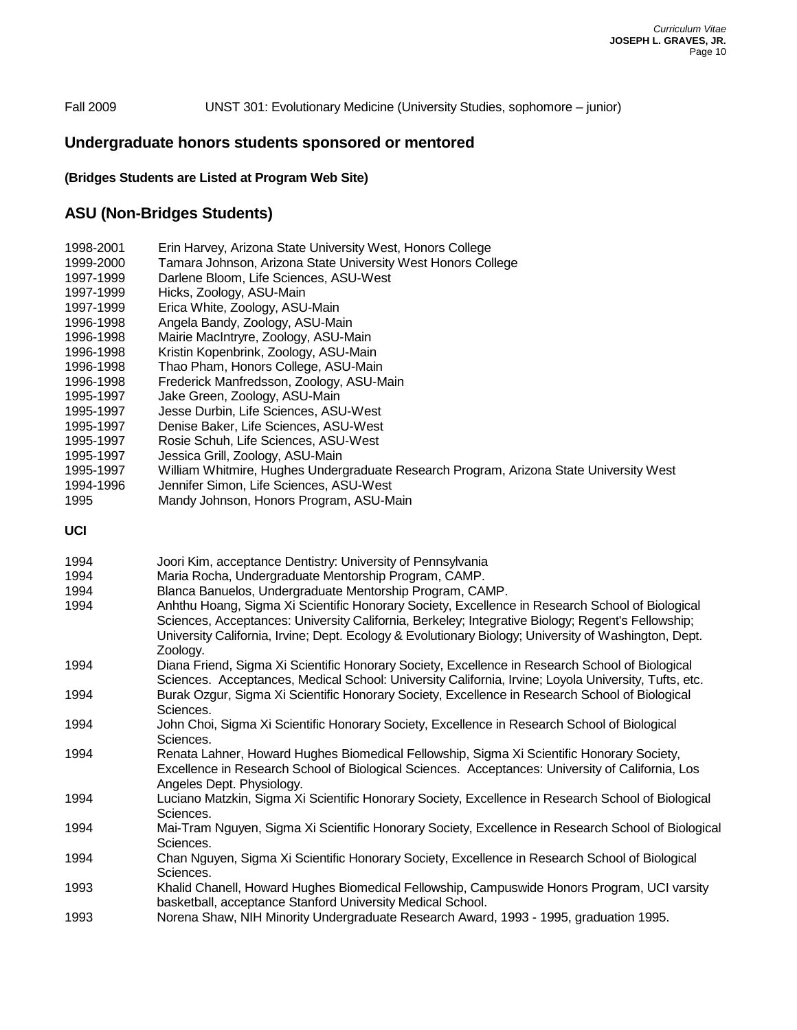Fall 2009 UNST 301: Evolutionary Medicine (University Studies, sophomore – junior)

## Undergraduate honors students sponsored or mentored

**(Bridges Students are Listed at Program Web Site)**

## ASU (Non-Bridges Students)

1998-2001 Erin Harvey, Arizona State University West, Honors College
1999-2000 Tamara Johnson, Arizona State University West Honors College
1997-1999 Darlene Bloom, Life Sciences, ASU-West
1997-1999 Hicks, Zoology, ASU-Main
1997-1999 Erica White, Zoology, ASU-Main
1996-1998 Angela Bandy, Zoology, ASU-Main
1996-1998 Mairie MacIntryre, Zoology, ASU-Main
1996-1998 Kristin Kopenbrink, Zoology, ASU-Main
1996-1998 Thao Pham, Honors College, ASU-Main
1996-1998 Frederick Manfredsson, Zoology, ASU-Main
1995-1997 Jake Green, Zoology, ASU-Main
1995-1997 Jesse Durbin, Life Sciences, ASU-West
1995-1997 Denise Baker, Life Sciences, ASU-West
1995-1997 Rosie Schuh, Life Sciences, ASU-West
1995-1997 Jessica Grill, Zoology, ASU-Main
1995-1997 William Whitmire, Hughes Undergraduate Research Program, Arizona State University West
1994-1996 Jennifer Simon, Life Sciences, ASU-West
1995 Mandy Johnson, Honors Program, ASU-Main

**UCI**

1994 Joori Kim, acceptance Dentistry: University of Pennsylvania

1994 Maria Rocha, Undergraduate Mentorship Program, CAMP.

1994 Blanca Banuelos, Undergraduate Mentorship Program, CAMP.

1994 Anhthu Hoang, Sigma Xi Scientific Honorary Society, Excellence in Research School of Biological Sciences, Acceptances: University California, Berkeley; Integrative Biology; Regent's Fellowship; University California, Irvine; Dept. Ecology & Evolutionary Biology; University of Washington, Dept. Zoology.

1994 Diana Friend, Sigma Xi Scientific Honorary Society, Excellence in Research School of Biological Sciences. Acceptances, Medical School: University California, Irvine; Loyola University, Tufts, etc.

1994 Burak Ozgur, Sigma Xi Scientific Honorary Society, Excellence in Research School of Biological Sciences.

1994 John Choi, Sigma Xi Scientific Honorary Society, Excellence in Research School of Biological Sciences.

1994 Renata Lahner, Howard Hughes Biomedical Fellowship, Sigma Xi Scientific Honorary Society, Excellence in Research School of Biological Sciences. Acceptances: University of California, Los Angeles Dept. Physiology.

1994 Luciano Matzkin, Sigma Xi Scientific Honorary Society, Excellence in Research School of Biological Sciences.

1994 Mai-Tram Nguyen, Sigma Xi Scientific Honorary Society, Excellence in Research School of Biological Sciences.

1994 Chan Nguyen, Sigma Xi Scientific Honorary Society, Excellence in Research School of Biological Sciences.

1993 Khalid Chanell, Howard Hughes Biomedical Fellowship, Campuswide Honors Program, UCI varsity basketball, acceptance Stanford University Medical School.

1993 Norena Shaw, NIH Minority Undergraduate Research Award, 1993 - 1995, graduation 1995.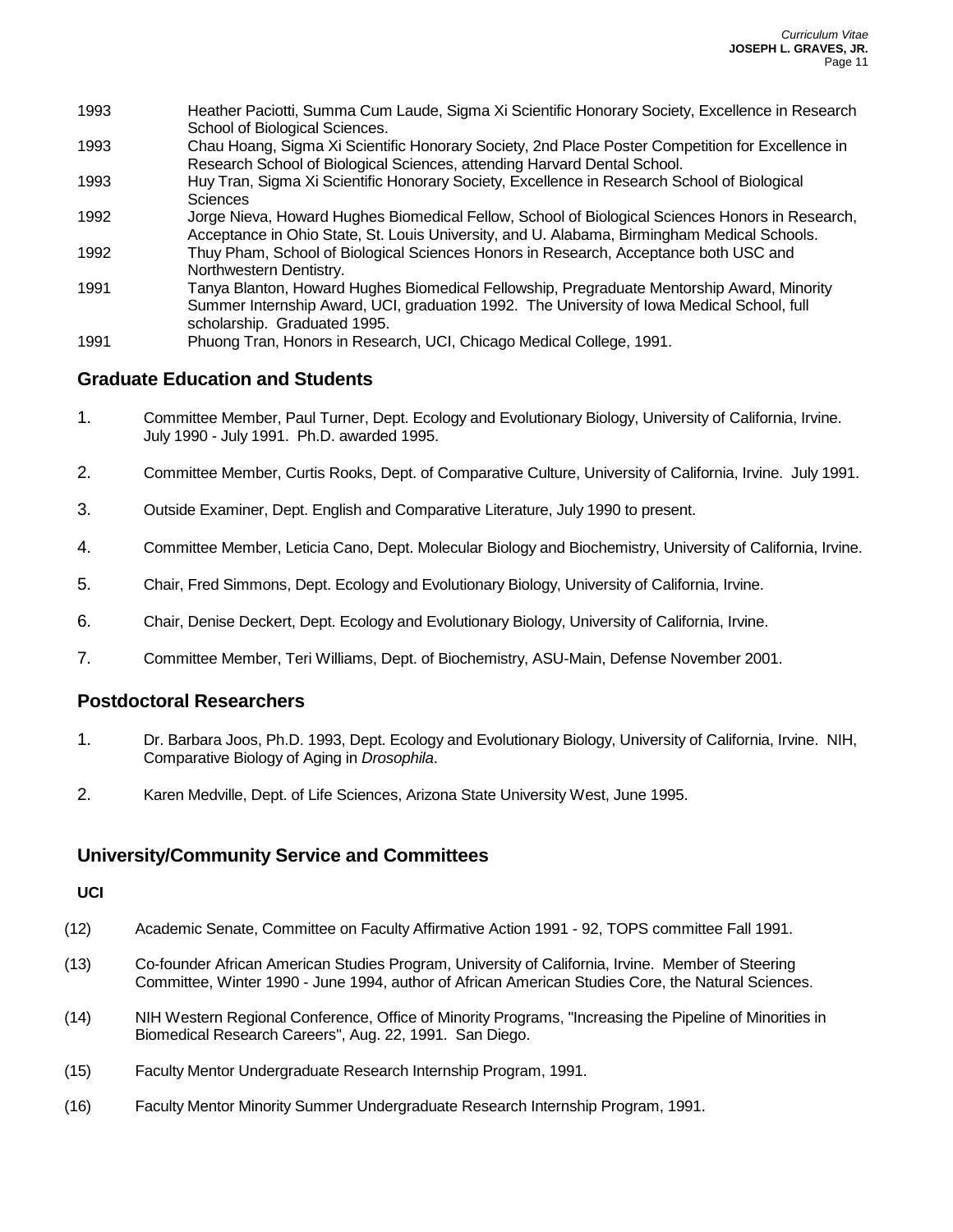| | |
|---|---|
| 1993 | Heather Paciotti, Summa Cum Laude, Sigma Xi Scientific Honorary Society, Excellence in Research School of Biological Sciences. |
| 1993 | Chau Hoang, Sigma Xi Scientific Honorary Society, 2nd Place Poster Competition for Excellence in Research School of Biological Sciences, attending Harvard Dental School. |
| 1993 | Huy Tran, Sigma Xi Scientific Honorary Society, Excellence in Research School of Biological Sciences |
| 1992 | Jorge Nieva, Howard Hughes Biomedical Fellow, School of Biological Sciences Honors in Research, Acceptance in Ohio State, St. Louis University, and U. Alabama, Birmingham Medical Schools. |
| 1992 | Thuy Pham, School of Biological Sciences Honors in Research, Acceptance both USC and Northwestern Dentistry. |
| 1991 | Tanya Blanton, Howard Hughes Biomedical Fellowship, Pregraduate Mentorship Award, Minority Summer Internship Award, UCI, graduation 1992. The University of Iowa Medical School, full scholarship. Graduated 1995. |
| 1991 | Phuong Tran, Honors in Research, UCI, Chicago Medical College, 1991. |

## Graduate Education and Students

1. Committee Member, Paul Turner, Dept. Ecology and Evolutionary Biology, University of California, Irvine. July 1990 - July 1991. Ph.D. awarded 1995.
2. Committee Member, Curtis Rooks, Dept. of Comparative Culture, University of California, Irvine. July 1991.
3. Outside Examiner, Dept. English and Comparative Literature, July 1990 to present.
4. Committee Member, Leticia Cano, Dept. Molecular Biology and Biochemistry, University of California, Irvine.
5. Chair, Fred Simmons, Dept. Ecology and Evolutionary Biology, University of California, Irvine.
6. Chair, Denise Deckert, Dept. Ecology and Evolutionary Biology, University of California, Irvine.
7. Committee Member, Teri Williams, Dept. of Biochemistry, ASU-Main, Defense November 2001.

## Postdoctoral Researchers

1. Dr. Barbara Joos, Ph.D. 1993, Dept. Ecology and Evolutionary Biology, University of California, Irvine. NIH, Comparative Biology of Aging in *Drosophila*.
2. Karen Medville, Dept. of Life Sciences, Arizona State University West, June 1995.

## University/Community Service and Committees

**UCI**

(12) Academic Senate, Committee on Faculty Affirmative Action 1991 - 92, TOPS committee Fall 1991.

(13) Co-founder African American Studies Program, University of California, Irvine. Member of Steering Committee, Winter 1990 - June 1994, author of African American Studies Core, the Natural Sciences.

(14) NIH Western Regional Conference, Office of Minority Programs, "Increasing the Pipeline of Minorities in Biomedical Research Careers", Aug. 22, 1991. San Diego.

(15) Faculty Mentor Undergraduate Research Internship Program, 1991.

(16) Faculty Mentor Minority Summer Undergraduate Research Internship Program, 1991.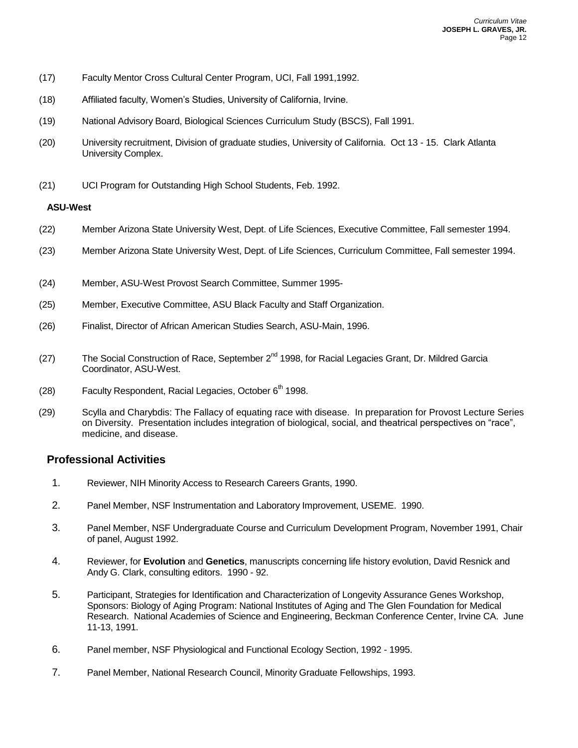(17) Faculty Mentor Cross Cultural Center Program, UCI, Fall 1991,1992.

(18) Affiliated faculty, Women's Studies, University of California, Irvine.

(19) National Advisory Board, Biological Sciences Curriculum Study (BSCS), Fall 1991.

(20) University recruitment, Division of graduate studies, University of California. Oct 13 - 15. Clark Atlanta University Complex.

(21) UCI Program for Outstanding High School Students, Feb. 1992.

**ASU-West**

(22) Member Arizona State University West, Dept. of Life Sciences, Executive Committee, Fall semester 1994.

(23) Member Arizona State University West, Dept. of Life Sciences, Curriculum Committee, Fall semester 1994.

(24) Member, ASU-West Provost Search Committee, Summer 1995-

(25) Member, Executive Committee, ASU Black Faculty and Staff Organization.

(26) Finalist, Director of African American Studies Search, ASU-Main, 1996.

(27) The Social Construction of Race, September 2nd 1998, for Racial Legacies Grant, Dr. Mildred Garcia Coordinator, ASU-West.

(28) Faculty Respondent, Racial Legacies, October 6th 1998.

(29) Scylla and Charybdis: The Fallacy of equating race with disease. In preparation for Provost Lecture Series on Diversity. Presentation includes integration of biological, social, and theatrical perspectives on "race", medicine, and disease.

## Professional Activities

1. Reviewer, NIH Minority Access to Research Careers Grants, 1990.
2. Panel Member, NSF Instrumentation and Laboratory Improvement, USEME. 1990.
3. Panel Member, NSF Undergraduate Course and Curriculum Development Program, November 1991, Chair of panel, August 1992.
4. Reviewer, for **Evolution** and **Genetics**, manuscripts concerning life history evolution, David Resnick and Andy G. Clark, consulting editors. 1990 - 92.
5. Participant, Strategies for Identification and Characterization of Longevity Assurance Genes Workshop, Sponsors: Biology of Aging Program: National Institutes of Aging and The Glen Foundation for Medical Research. National Academies of Science and Engineering, Beckman Conference Center, Irvine CA. June 11-13, 1991.
6. Panel member, NSF Physiological and Functional Ecology Section, 1992 - 1995.
7. Panel Member, National Research Council, Minority Graduate Fellowships, 1993.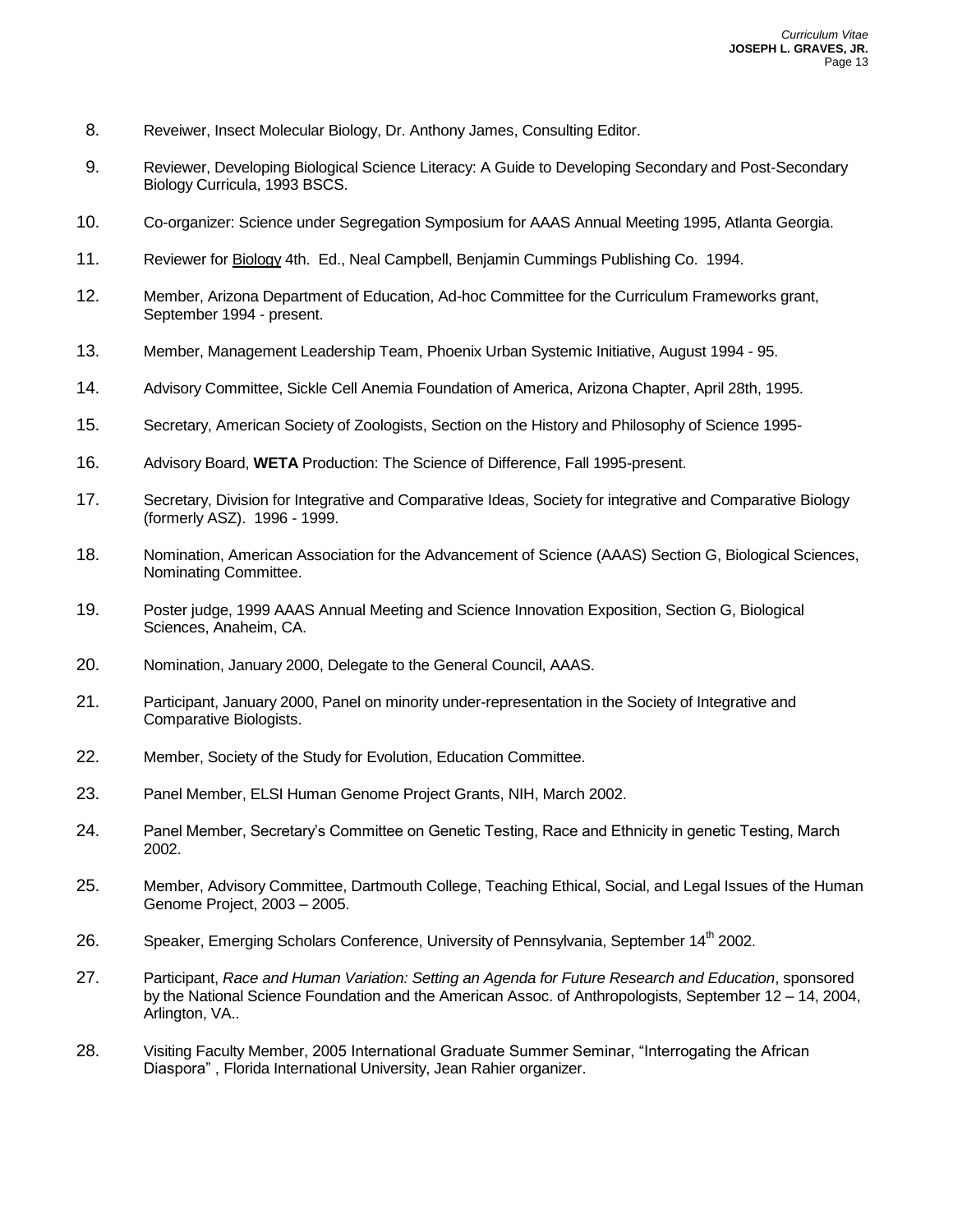8. Reveiwer, Insect Molecular Biology, Dr. Anthony James, Consulting Editor.
9. Reviewer, Developing Biological Science Literacy: A Guide to Developing Secondary and Post-Secondary Biology Curricula, 1993 BSCS.
10. Co-organizer: Science under Segregation Symposium for AAAS Annual Meeting 1995, Atlanta Georgia.
11. Reviewer for <u>Biology</u> 4th. Ed., Neal Campbell, Benjamin Cummings Publishing Co. 1994.
12. Member, Arizona Department of Education, Ad-hoc Committee for the Curriculum Frameworks grant, September 1994 - present.
13. Member, Management Leadership Team, Phoenix Urban Systemic Initiative, August 1994 - 95.
14. Advisory Committee, Sickle Cell Anemia Foundation of America, Arizona Chapter, April 28th, 1995.
15. Secretary, American Society of Zoologists, Section on the History and Philosophy of Science 1995-
16. Advisory Board, **WETA** Production: The Science of Difference, Fall 1995-present.
17. Secretary, Division for Integrative and Comparative Ideas, Society for integrative and Comparative Biology (formerly ASZ). 1996 - 1999.
18. Nomination, American Association for the Advancement of Science (AAAS) Section G, Biological Sciences, Nominating Committee.
19. Poster judge, 1999 AAAS Annual Meeting and Science Innovation Exposition, Section G, Biological Sciences, Anaheim, CA.
20. Nomination, January 2000, Delegate to the General Council, AAAS.
21. Participant, January 2000, Panel on minority under-representation in the Society of Integrative and Comparative Biologists.
22. Member, Society of the Study for Evolution, Education Committee.
23. Panel Member, ELSI Human Genome Project Grants, NIH, March 2002.
24. Panel Member, Secretary's Committee on Genetic Testing, Race and Ethnicity in genetic Testing, March 2002.
25. Member, Advisory Committee, Dartmouth College, Teaching Ethical, Social, and Legal Issues of the Human Genome Project, 2003 – 2005.
26. Speaker, Emerging Scholars Conference, University of Pennsylvania, September 14th 2002.
27. Participant, *Race and Human Variation: Setting an Agenda for Future Research and Education*, sponsored by the National Science Foundation and the American Assoc. of Anthropologists, September 12 – 14, 2004, Arlington, VA..
28. Visiting Faculty Member, 2005 International Graduate Summer Seminar, "Interrogating the African Diaspora" , Florida International University, Jean Rahier organizer.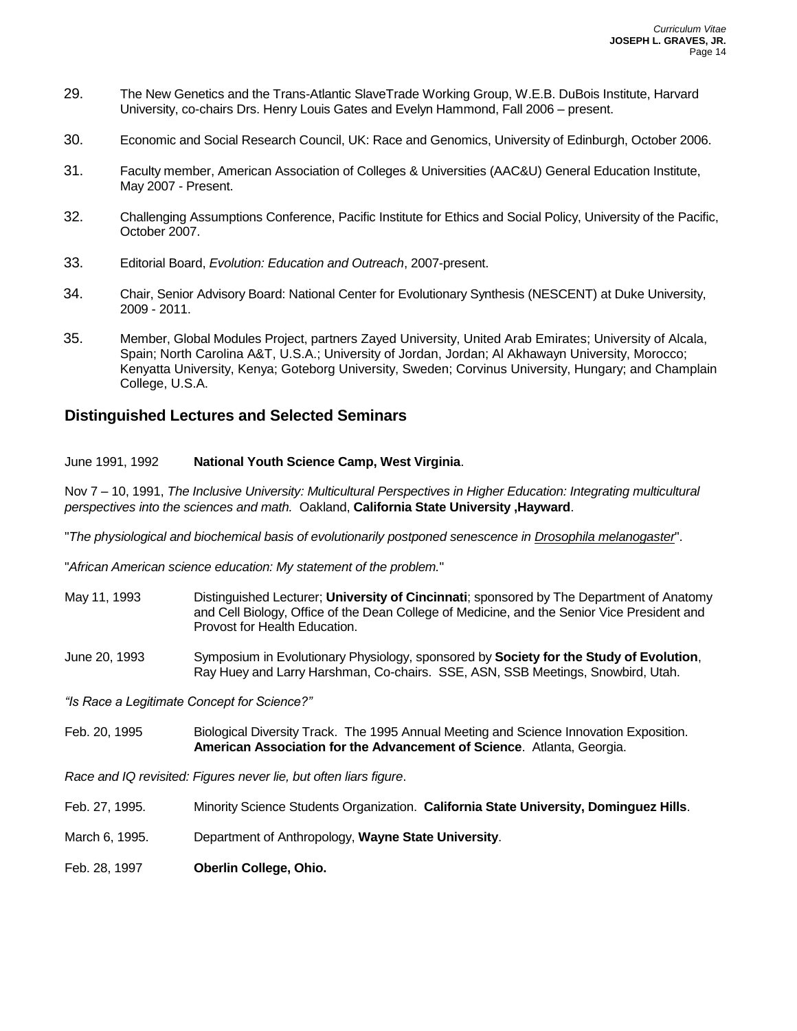29. The New Genetics and the Trans-Atlantic SlaveTrade Working Group, W.E.B. DuBois Institute, Harvard University, co-chairs Drs. Henry Louis Gates and Evelyn Hammond, Fall 2006 – present.

30. Economic and Social Research Council, UK: Race and Genomics, University of Edinburgh, October 2006.

31. Faculty member, American Association of Colleges & Universities (AAC&U) General Education Institute, May 2007 - Present.

32. Challenging Assumptions Conference, Pacific Institute for Ethics and Social Policy, University of the Pacific, October 2007.

33. Editorial Board, *Evolution: Education and Outreach*, 2007-present.

34. Chair, Senior Advisory Board: National Center for Evolutionary Synthesis (NESCENT) at Duke University, 2009 - 2011.

35. Member, Global Modules Project, partners Zayed University, United Arab Emirates; University of Alcala, Spain; North Carolina A&T, U.S.A.; University of Jordan, Jordan; Al Akhawayn University, Morocco; Kenyatta University, Kenya; Goteborg University, Sweden; Corvinus University, Hungary; and Champlain College, U.S.A.

## Distinguished Lectures and Selected Seminars

June 1991, 1992 **National Youth Science Camp, West Virginia**.

Nov 7 – 10, 1991, *The Inclusive University: Multicultural Perspectives in Higher Education: Integrating multicultural perspectives into the sciences and math.* Oakland, **California State University ,Hayward**.

"*The physiological and biochemical basis of evolutionarily postponed senescence in Drosophila melanogaster*".

"*African American science education: My statement of the problem.*"

May 11, 1993 Distinguished Lecturer; **University of Cincinnati**; sponsored by The Department of Anatomy and Cell Biology, Office of the Dean College of Medicine, and the Senior Vice President and Provost for Health Education.

June 20, 1993 Symposium in Evolutionary Physiology, sponsored by **Society for the Study of Evolution**, Ray Huey and Larry Harshman, Co-chairs. SSE, ASN, SSB Meetings, Snowbird, Utah.

*"Is Race a Legitimate Concept for Science?"*

Feb. 20, 1995 Biological Diversity Track. The 1995 Annual Meeting and Science Innovation Exposition. **American Association for the Advancement of Science**. Atlanta, Georgia.

*Race and IQ revisited: Figures never lie, but often liars figure*.

Feb. 27, 1995. Minority Science Students Organization. **California State University, Dominguez Hills**.

March 6, 1995. Department of Anthropology, **Wayne State University**.

Feb. 28, 1997 **Oberlin College, Ohio.**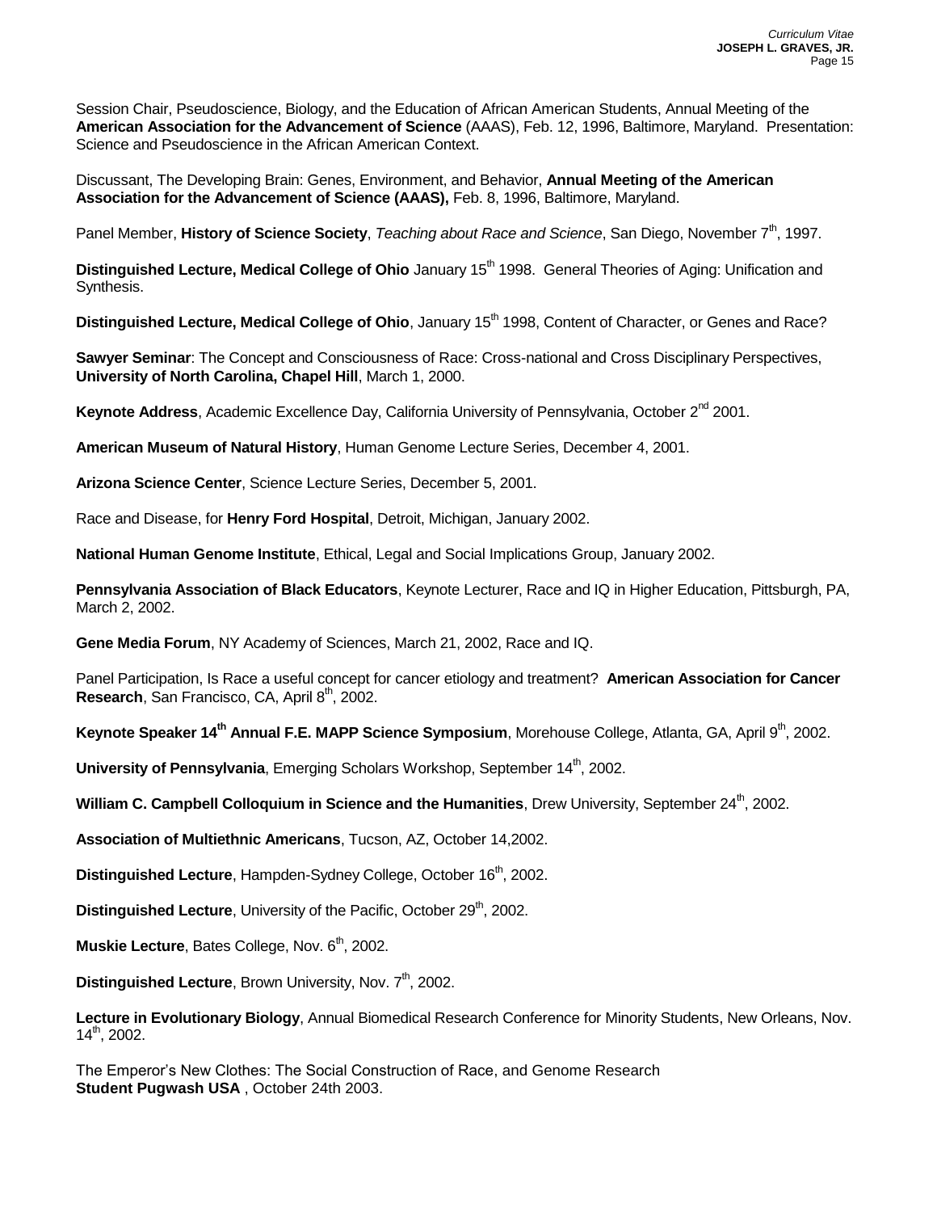Session Chair, Pseudoscience, Biology, and the Education of African American Students, Annual Meeting of the **American Association for the Advancement of Science** (AAAS), Feb. 12, 1996, Baltimore, Maryland. Presentation: Science and Pseudoscience in the African American Context.

Discussant, The Developing Brain: Genes, Environment, and Behavior, **Annual Meeting of the American Association for the Advancement of Science (AAAS),** Feb. 8, 1996, Baltimore, Maryland.

Panel Member, **History of Science Society**, *Teaching about Race and Science*, San Diego, November 7th, 1997.

**Distinguished Lecture, Medical College of Ohio** January 15th 1998. General Theories of Aging: Unification and Synthesis.

**Distinguished Lecture, Medical College of Ohio**, January 15th 1998, Content of Character, or Genes and Race?

**Sawyer Seminar**: The Concept and Consciousness of Race: Cross-national and Cross Disciplinary Perspectives, **University of North Carolina, Chapel Hill**, March 1, 2000.

**Keynote Address**, Academic Excellence Day, California University of Pennsylvania, October 2nd 2001.

**American Museum of Natural History**, Human Genome Lecture Series, December 4, 2001.

**Arizona Science Center**, Science Lecture Series, December 5, 2001.

Race and Disease, for **Henry Ford Hospital**, Detroit, Michigan, January 2002.

**National Human Genome Institute**, Ethical, Legal and Social Implications Group, January 2002.

**Pennsylvania Association of Black Educators**, Keynote Lecturer, Race and IQ in Higher Education, Pittsburgh, PA, March 2, 2002.

**Gene Media Forum**, NY Academy of Sciences, March 21, 2002, Race and IQ.

Panel Participation, Is Race a useful concept for cancer etiology and treatment? **American Association for Cancer Research**, San Francisco, CA, April 8th, 2002.

**Keynote Speaker 14th Annual F.E. MAPP Science Symposium**, Morehouse College, Atlanta, GA, April 9th, 2002.

**University of Pennsylvania**, Emerging Scholars Workshop, September 14th, 2002.

**William C. Campbell Colloquium in Science and the Humanities**, Drew University, September 24th, 2002.

**Association of Multiethnic Americans**, Tucson, AZ, October 14,2002.

**Distinguished Lecture**, Hampden-Sydney College, October 16th, 2002.

**Distinguished Lecture**, University of the Pacific, October 29th, 2002.

**Muskie Lecture**, Bates College, Nov. 6th, 2002.

**Distinguished Lecture**, Brown University, Nov. 7th, 2002.

**Lecture in Evolutionary Biology**, Annual Biomedical Research Conference for Minority Students, New Orleans, Nov. 14th, 2002.

The Emperor's New Clothes: The Social Construction of Race, and Genome Research
**Student Pugwash USA** , October 24th 2003.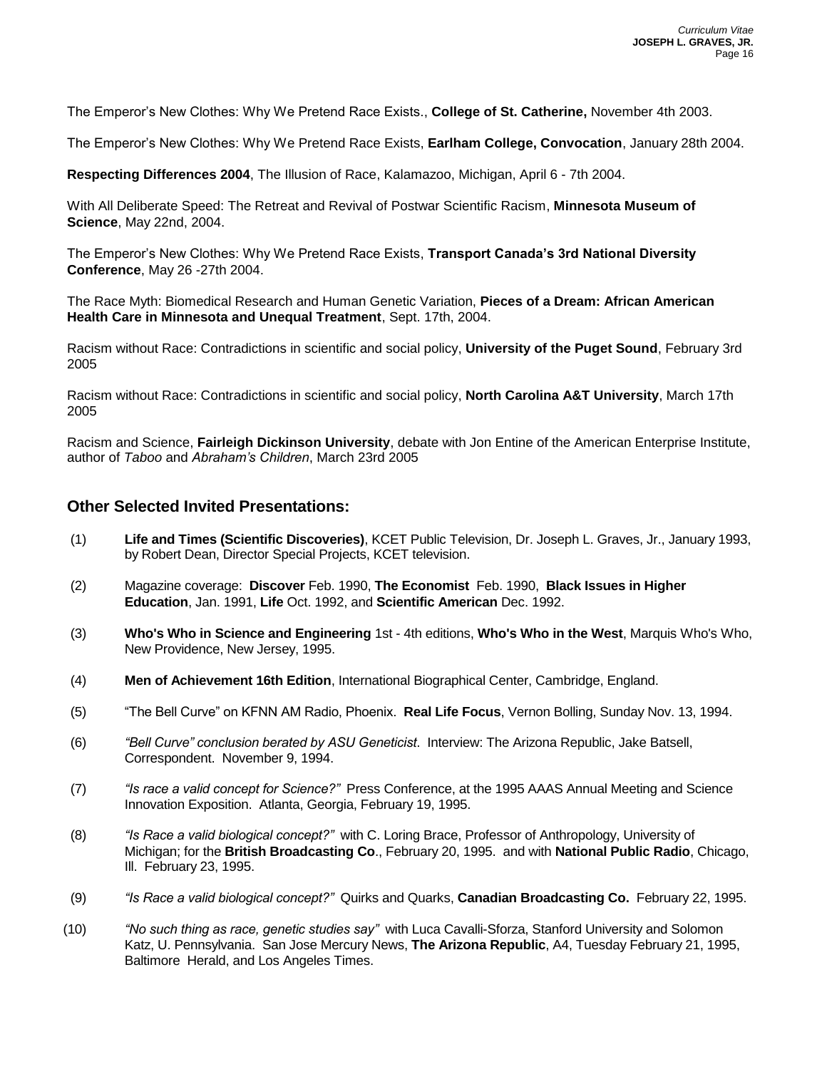The Emperor's New Clothes: Why We Pretend Race Exists., **College of St. Catherine,** November 4th 2003.

The Emperor's New Clothes: Why We Pretend Race Exists, **Earlham College, Convocation**, January 28th 2004.

**Respecting Differences 2004**, The Illusion of Race, Kalamazoo, Michigan, April 6 - 7th 2004.

With All Deliberate Speed: The Retreat and Revival of Postwar Scientific Racism, **Minnesota Museum of Science**, May 22nd, 2004.

The Emperor's New Clothes: Why We Pretend Race Exists, **Transport Canada's 3rd National Diversity Conference**, May 26 -27th 2004.

The Race Myth: Biomedical Research and Human Genetic Variation, **Pieces of a Dream: African American Health Care in Minnesota and Unequal Treatment**, Sept. 17th, 2004.

Racism without Race: Contradictions in scientific and social policy, **University of the Puget Sound**, February 3rd 2005

Racism without Race: Contradictions in scientific and social policy, **North Carolina A&T University**, March 17th 2005

Racism and Science, **Fairleigh Dickinson University**, debate with Jon Entine of the American Enterprise Institute, author of *Taboo* and *Abraham's Children*, March 23rd 2005

## Other Selected Invited Presentations:

(1) **Life and Times (Scientific Discoveries)**, KCET Public Television, Dr. Joseph L. Graves, Jr., January 1993, by Robert Dean, Director Special Projects, KCET television.

(2) Magazine coverage: **Discover** Feb. 1990, **The Economist** Feb. 1990, **Black Issues in Higher Education**, Jan. 1991, **Life** Oct. 1992, and **Scientific American** Dec. 1992.

(3) **Who's Who in Science and Engineering** 1st - 4th editions, **Who's Who in the West**, Marquis Who's Who, New Providence, New Jersey, 1995.

(4) **Men of Achievement 16th Edition**, International Biographical Center, Cambridge, England.

(5) "The Bell Curve" on KFNN AM Radio, Phoenix. **Real Life Focus**, Vernon Bolling, Sunday Nov. 13, 1994.

(6) *"Bell Curve" conclusion berated by ASU Geneticist*. Interview: The Arizona Republic, Jake Batsell, Correspondent. November 9, 1994.

(7) *"Is race a valid concept for Science?"* Press Conference, at the 1995 AAAS Annual Meeting and Science Innovation Exposition. Atlanta, Georgia, February 19, 1995.

(8) *"Is Race a valid biological concept?"* with C. Loring Brace, Professor of Anthropology, University of Michigan; for the **British Broadcasting Co**., February 20, 1995. and with **National Public Radio**, Chicago, Ill. February 23, 1995.

(9) *"Is Race a valid biological concept?"* Quirks and Quarks, **Canadian Broadcasting Co.** February 22, 1995.

(10) *"No such thing as race, genetic studies say"* with Luca Cavalli-Sforza, Stanford University and Solomon Katz, U. Pennsylvania. San Jose Mercury News, **The Arizona Republic**, A4, Tuesday February 21, 1995, Baltimore Herald, and Los Angeles Times.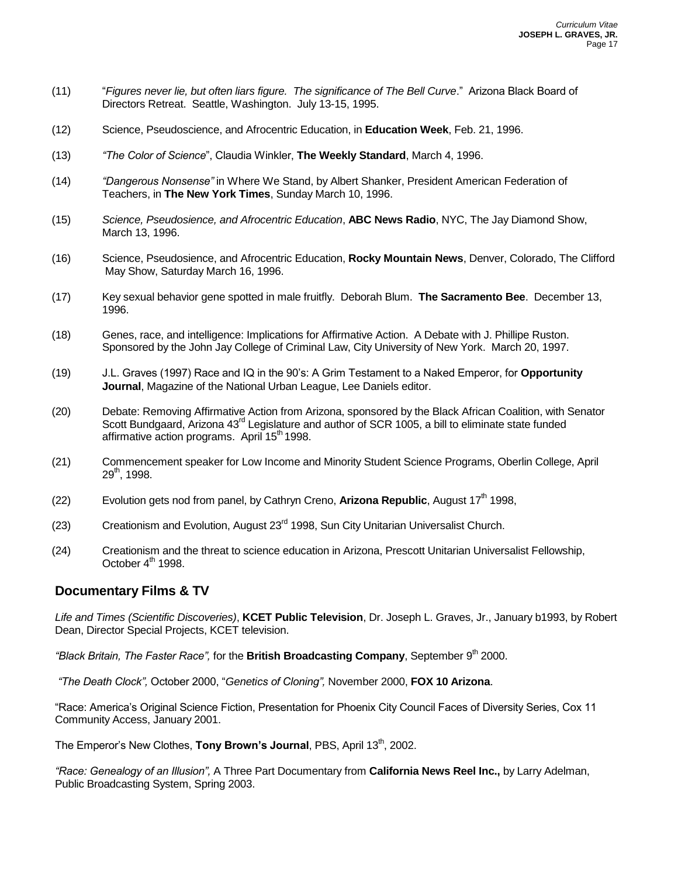(11) "*Figures never lie, but often liars figure. The significance of The Bell Curve*." Arizona Black Board of Directors Retreat. Seattle, Washington. July 13-15, 1995.

(12) Science, Pseudoscience, and Afrocentric Education, in **Education Week**, Feb. 21, 1996.

(13) *"The Color of Science*", Claudia Winkler, **The Weekly Standard**, March 4, 1996.

(14) *"Dangerous Nonsense"* in Where We Stand, by Albert Shanker, President American Federation of Teachers, in **The New York Times**, Sunday March 10, 1996.

(15) *Science, Pseudosience, and Afrocentric Education*, **ABC News Radio**, NYC, The Jay Diamond Show, March 13, 1996.

(16) Science, Pseudosience, and Afrocentric Education, **Rocky Mountain News**, Denver, Colorado, The Clifford May Show, Saturday March 16, 1996.

(17) Key sexual behavior gene spotted in male fruitfly. Deborah Blum. **The Sacramento Bee**. December 13, 1996.

(18) Genes, race, and intelligence: Implications for Affirmative Action. A Debate with J. Phillipe Ruston. Sponsored by the John Jay College of Criminal Law, City University of New York. March 20, 1997.

(19) J.L. Graves (1997) Race and IQ in the 90's: A Grim Testament to a Naked Emperor, for **Opportunity Journal**, Magazine of the National Urban League, Lee Daniels editor.

(20) Debate: Removing Affirmative Action from Arizona, sponsored by the Black African Coalition, with Senator Scott Bundgaard, Arizona 43rd Legislature and author of SCR 1005, a bill to eliminate state funded affirmative action programs. April 15th 1998.

(21) Commencement speaker for Low Income and Minority Student Science Programs, Oberlin College, April 29th, 1998.

(22) Evolution gets nod from panel, by Cathryn Creno, **Arizona Republic**, August 17th 1998,

(23) Creationism and Evolution, August 23rd 1998, Sun City Unitarian Universalist Church.

(24) Creationism and the threat to science education in Arizona, Prescott Unitarian Universalist Fellowship, October 4th 1998.

## Documentary Films & TV

*Life and Times (Scientific Discoveries)*, **KCET Public Television**, Dr. Joseph L. Graves, Jr., January b1993, by Robert Dean, Director Special Projects, KCET television.

*"Black Britain, The Faster Race",* for the **British Broadcasting Company**, September 9th 2000.

*"The Death Clock",* October 2000, "*Genetics of Cloning",* November 2000, **FOX 10 Arizona**.

"Race: America's Original Science Fiction, Presentation for Phoenix City Council Faces of Diversity Series, Cox 11 Community Access, January 2001.

The Emperor's New Clothes, **Tony Brown's Journal**, PBS, April 13th, 2002.

*"Race: Genealogy of an Illusion",* A Three Part Documentary from **California News Reel Inc.,** by Larry Adelman, Public Broadcasting System, Spring 2003.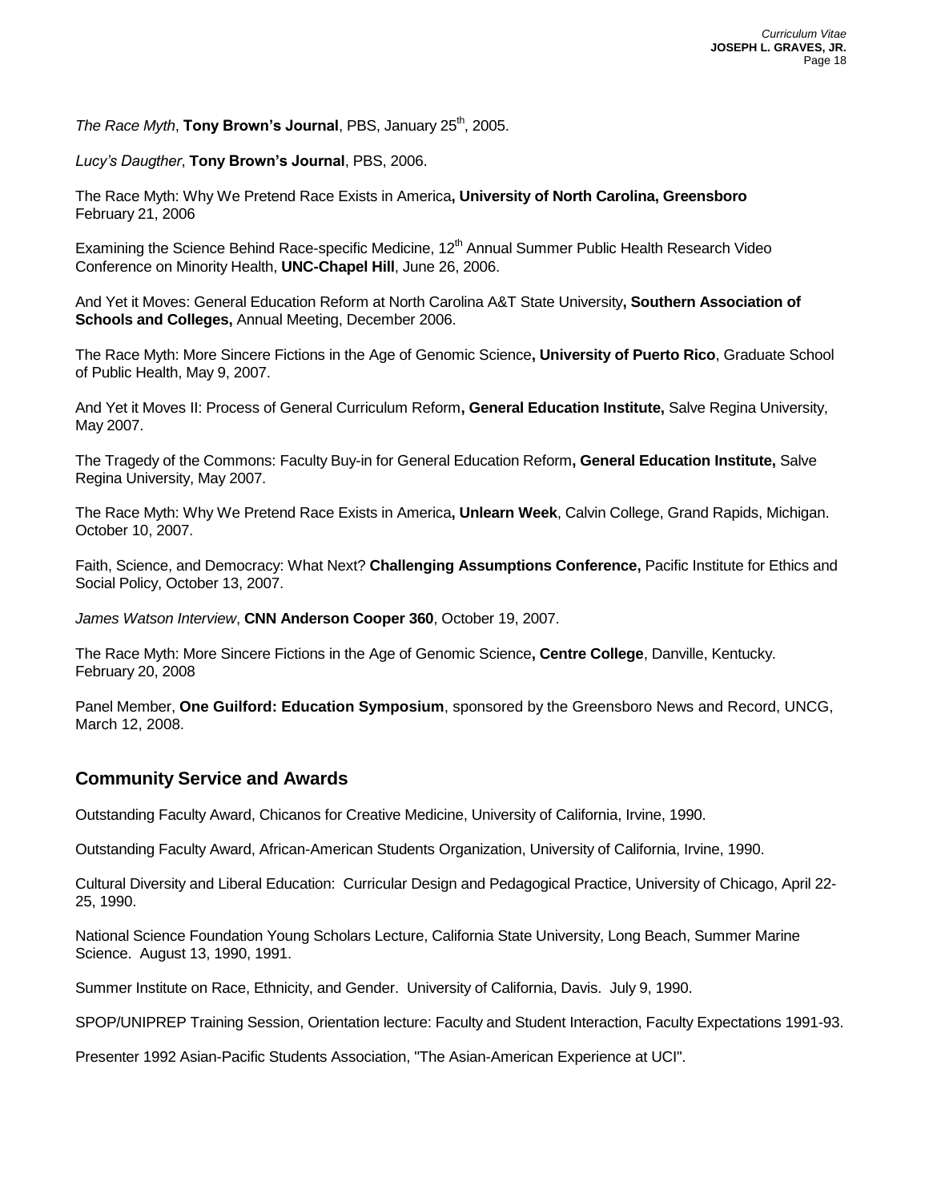*The Race Myth*, **Tony Brown's Journal**, PBS, January 25th, 2005.

*Lucy's Daugther*, **Tony Brown's Journal**, PBS, 2006.

The Race Myth: Why We Pretend Race Exists in America**, University of North Carolina, Greensboro** February 21, 2006

Examining the Science Behind Race-specific Medicine, 12th Annual Summer Public Health Research Video Conference on Minority Health, **UNC-Chapel Hill**, June 26, 2006.

And Yet it Moves: General Education Reform at North Carolina A&T State University**, Southern Association of Schools and Colleges,** Annual Meeting, December 2006.

The Race Myth: More Sincere Fictions in the Age of Genomic Science**, University of Puerto Rico**, Graduate School of Public Health, May 9, 2007.

And Yet it Moves II: Process of General Curriculum Reform**, General Education Institute,** Salve Regina University, May 2007.

The Tragedy of the Commons: Faculty Buy-in for General Education Reform**, General Education Institute,** Salve Regina University, May 2007.

The Race Myth: Why We Pretend Race Exists in America**, Unlearn Week**, Calvin College, Grand Rapids, Michigan. October 10, 2007.

Faith, Science, and Democracy: What Next? **Challenging Assumptions Conference,** Pacific Institute for Ethics and Social Policy, October 13, 2007.

*James Watson Interview*, **CNN Anderson Cooper 360**, October 19, 2007.

The Race Myth: More Sincere Fictions in the Age of Genomic Science**, Centre College**, Danville, Kentucky. February 20, 2008

Panel Member, **One Guilford: Education Symposium**, sponsored by the Greensboro News and Record, UNCG, March 12, 2008.

## Community Service and Awards

Outstanding Faculty Award, Chicanos for Creative Medicine, University of California, Irvine, 1990.

Outstanding Faculty Award, African-American Students Organization, University of California, Irvine, 1990.

Cultural Diversity and Liberal Education: Curricular Design and Pedagogical Practice, University of Chicago, April 22-25, 1990.

National Science Foundation Young Scholars Lecture, California State University, Long Beach, Summer Marine Science. August 13, 1990, 1991.

Summer Institute on Race, Ethnicity, and Gender. University of California, Davis. July 9, 1990.

SPOP/UNIPREP Training Session, Orientation lecture: Faculty and Student Interaction, Faculty Expectations 1991-93.

Presenter 1992 Asian-Pacific Students Association, "The Asian-American Experience at UCI".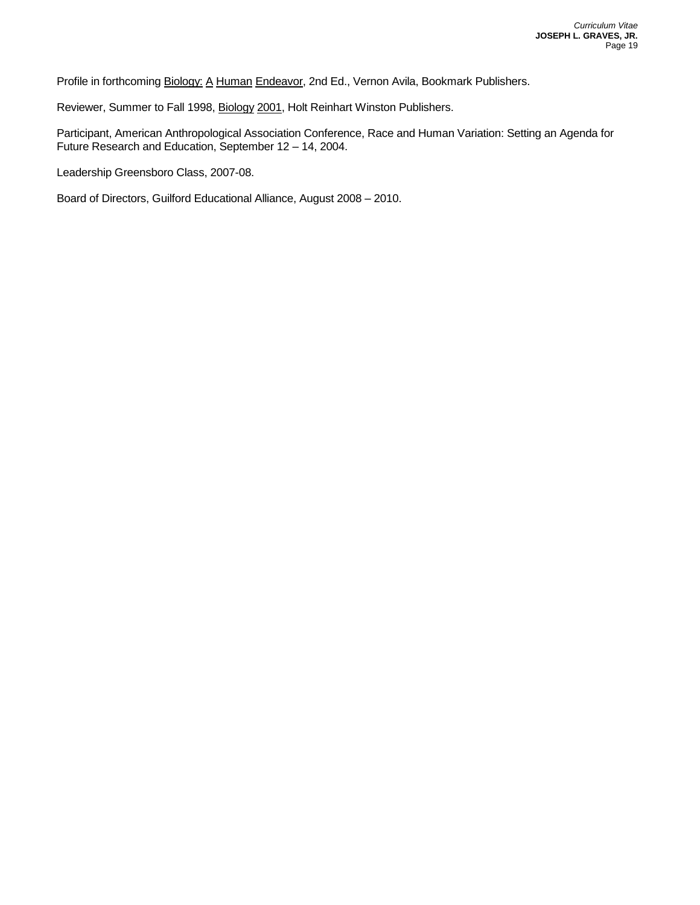Profile in forthcoming Biology: A Human Endeavor, 2nd Ed., Vernon Avila, Bookmark Publishers.

Reviewer, Summer to Fall 1998, Biology 2001, Holt Reinhart Winston Publishers.

Participant, American Anthropological Association Conference, Race and Human Variation: Setting an Agenda for Future Research and Education, September 12 – 14, 2004.

Leadership Greensboro Class, 2007-08.

Board of Directors, Guilford Educational Alliance, August 2008 – 2010.